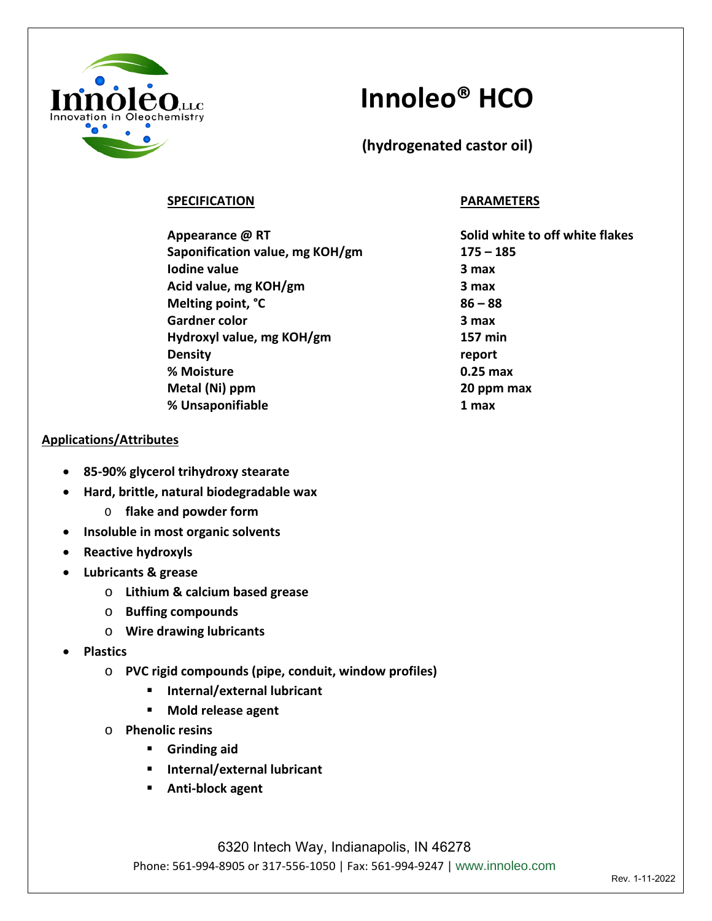Innoleo, LLC
Innovation in Oleochemistry

# Innoleo® HCO

## (hydrogenated castor oil)

| SPECIFICATION | PARAMETERS |
| --- | --- |
| Appearance @ RT | Solid white to off white flakes |
| Saponification value, mg KOH/gm | 175 – 185 |
| Iodine value | 3 max |
| Acid value, mg KOH/gm | 3 max |
| Melting point, °C | 86 – 88 |
| Gardner color | 3 max |
| Hydroxyl value, mg KOH/gm | 157 min |
| Density | report |
| % Moisture | 0.25 max |
| Metal (Ni) ppm | 20 ppm max |
| % Unsaponifiable | 1 max |

**Applications/Attributes**

- **85-90% glycerol trihydroxy stearate**
- **Hard, brittle, natural biodegradable wax**
  - **flake and powder form**
- **Insoluble in most organic solvents**
- **Reactive hydroxyls**
- **Lubricants & grease**
  - **Lithium & calcium based grease**
  - **Buffing compounds**
  - **Wire drawing lubricants**
- **Plastics**
  - **PVC rigid compounds (pipe, conduit, window profiles)**
    - **Internal/external lubricant**
    - **Mold release agent**
  - **Phenolic resins**
    - **Grinding aid**
    - **Internal/external lubricant**
    - **Anti-block agent**

6320 Intech Way, Indianapolis, IN 46278

Phone: 561-994-8905 or 317-556-1050 | Fax: 561-994-9247 | www.innoleo.com

Rev. 1-11-2022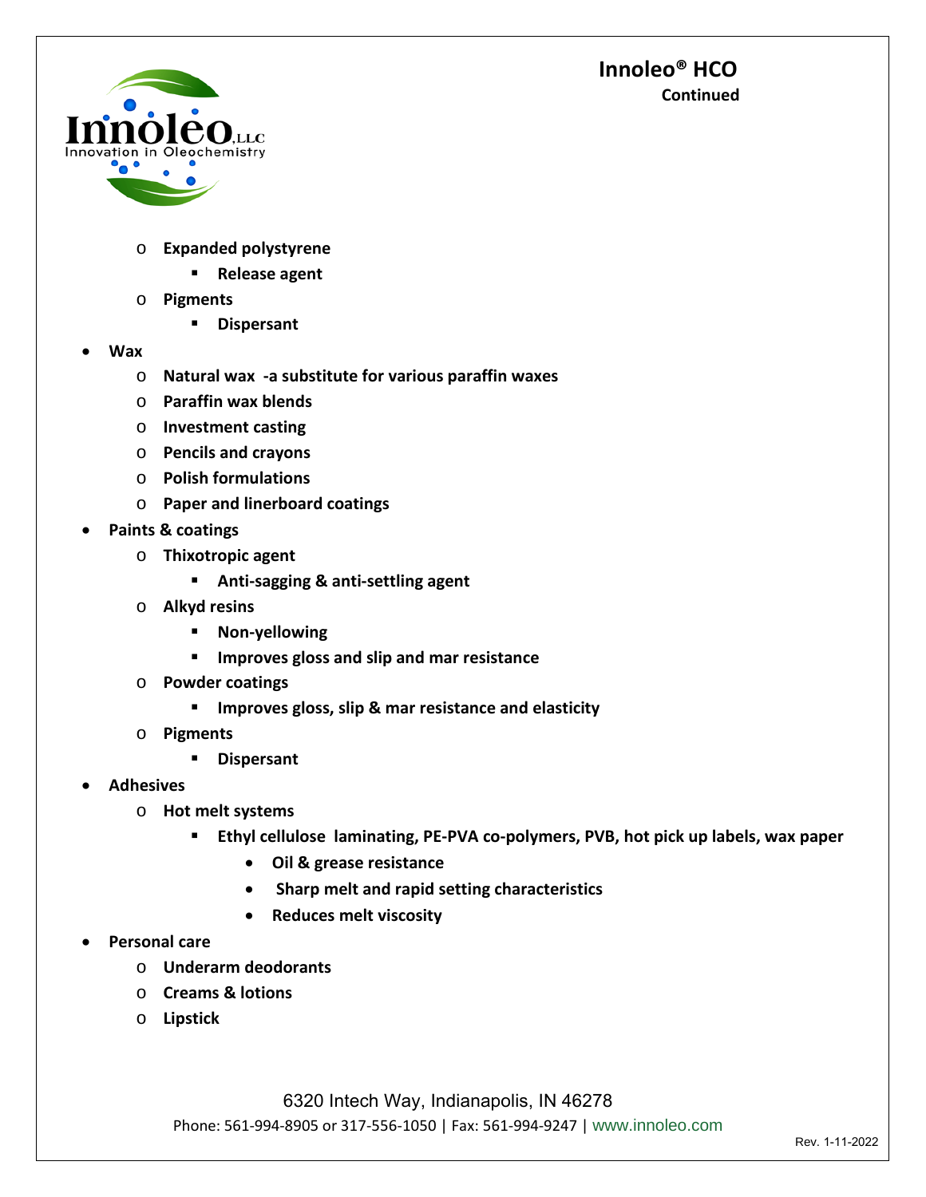# Innoleo® HCO

**Continued**

- **Expanded polystyrene**
  - **Release agent**
- **Pigments**
  - **Dispersant**

- **Wax**
  - **Natural wax -a substitute for various paraffin waxes**
  - **Paraffin wax blends**
  - **Investment casting**
  - **Pencils and crayons**
  - **Polish formulations**
  - **Paper and linerboard coatings**
- **Paints & coatings**
  - **Thixotropic agent**
    - **Anti-sagging & anti-settling agent**
  - **Alkyd resins**
    - **Non-yellowing**
    - **Improves gloss and slip and mar resistance**
  - **Powder coatings**
    - **Improves gloss, slip & mar resistance and elasticity**
  - **Pigments**
    - **Dispersant**
- **Adhesives**
  - **Hot melt systems**
    - **Ethyl cellulose laminating, PE-PVA co-polymers, PVB, hot pick up labels, wax paper**
      - **Oil & grease resistance**
      - **Sharp melt and rapid setting characteristics**
      - **Reduces melt viscosity**
- **Personal care**
  - **Underarm deodorants**
  - **Creams & lotions**
  - **Lipstick**

6320 Intech Way, Indianapolis, IN 46278

Phone: 561-994-8905 or 317-556-1050 | Fax: 561-994-9247 | www.innoleo.com

Rev. 1-11-2022